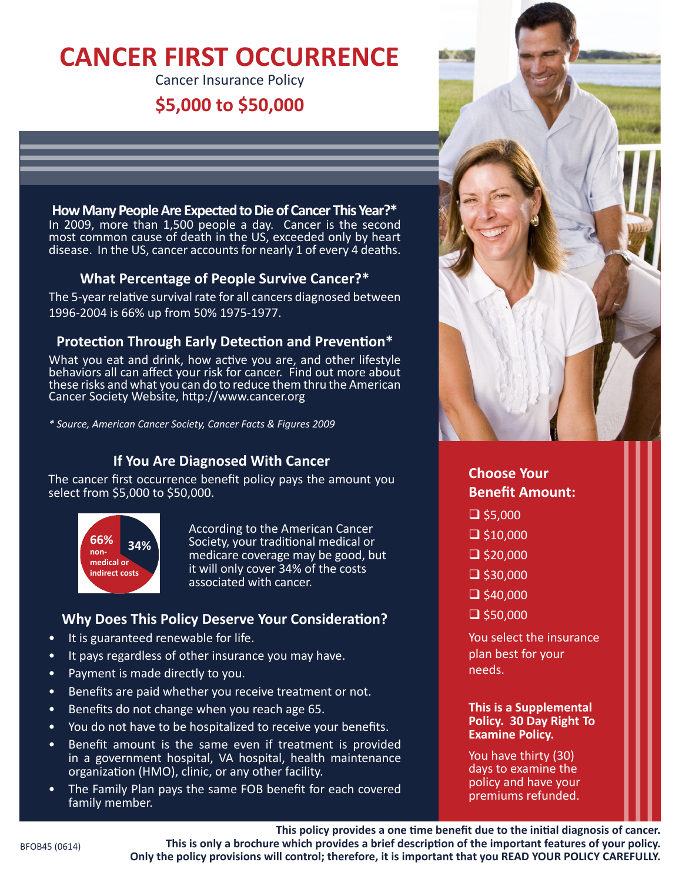# CANCER FIRST OCCURRENCE

Cancer Insurance Policy

## $5,000 to $50,000

### How Many People Are Expected to Die of Cancer This Year?*

In 2009, more than 1,500 people a day. Cancer is the second most common cause of death in the US, exceeded only by heart disease. In the US, cancer accounts for nearly 1 of every 4 deaths.

### What Percentage of People Survive Cancer?*

The 5-year relative survival rate for all cancers diagnosed between 1996-2004 is 66% up from 50% 1975-1977.

### Protection Through Early Detection and Prevention*

What you eat and drink, how active you are, and other lifestyle behaviors all can affect your risk for cancer. Find out more about these risks and what you can do to reduce them thru the American Cancer Society Website, http://www.cancer.org

*\* Source, American Cancer Society, Cancer Facts & Figures 2009*

### If You Are Diagnosed With Cancer

The cancer first occurrence benefit policy pays the amount you select from $5,000 to $50,000.

66% non-medical or indirect costs
34%

According to the American Cancer Society, your traditional medical or medicare coverage may be good, but it will only cover 34% of the costs associated with cancer.

### Why Does This Policy Deserve Your Consideration?

- It is guaranteed renewable for life.
- It pays regardless of other insurance you may have.
- Payment is made directly to you.
- Benefits are paid whether you receive treatment or not.
- Benefits do not change when you reach age 65.
- You do not have to be hospitalized to receive your benefits.
- Benefit amount is the same even if treatment is provided in a government hospital, VA hospital, health maintenance organization (HMO), clinic, or any other facility.
- The Family Plan pays the same FOB benefit for each covered family member.

### Choose Your Benefit Amount:

- ❑ $5,000
- ❑ $10,000
- ❑ $20,000
- ❑ $30,000
- ❑ $40,000
- ❑ $50,000

You select the insurance plan best for your needs.

**This is a Supplemental Policy. 30 Day Right To Examine Policy.**

You have thirty (30) days to examine the policy and have your premiums refunded.

**This policy provides a one time benefit due to the initial diagnosis of cancer.**
**This is only a brochure which provides a brief description of the important features of your policy.**
**Only the policy provisions will control; therefore, it is important that you READ YOUR POLICY CAREFULLY.**

BFOB45 (0614)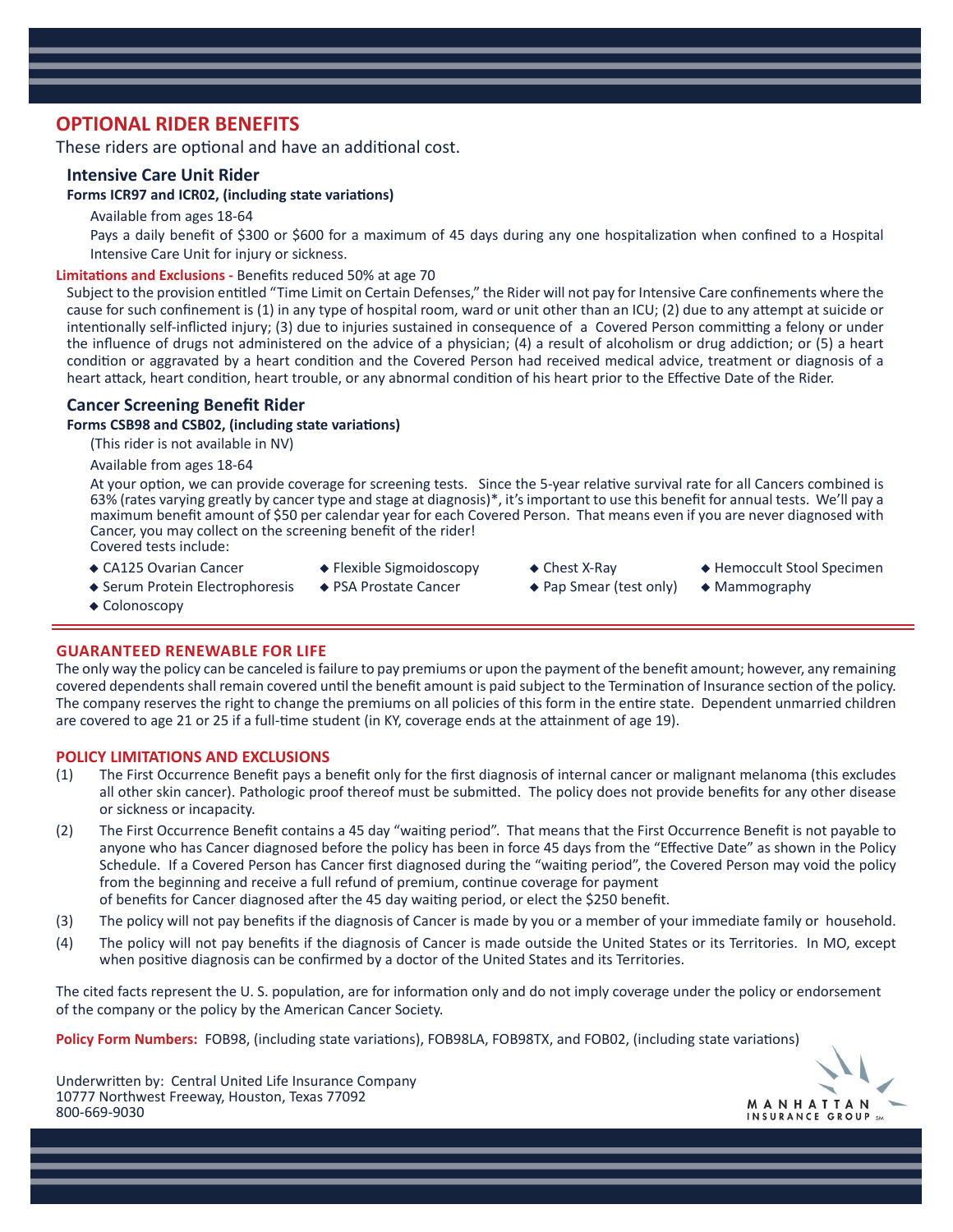## OPTIONAL RIDER BENEFITS

These riders are optional and have an additional cost.

### Intensive Care Unit Rider

**Forms ICR97 and ICR02, (including state variations)**

Available from ages 18-64

Pays a daily benefit of $300 or $600 for a maximum of 45 days during any one hospitalization when confined to a Hospital Intensive Care Unit for injury or sickness.

**Limitations and Exclusions -** Benefits reduced 50% at age 70

Subject to the provision entitled "Time Limit on Certain Defenses," the Rider will not pay for Intensive Care confinements where the cause for such confinement is (1) in any type of hospital room, ward or unit other than an ICU; (2) due to any attempt at suicide or intentionally self-inflicted injury; (3) due to injuries sustained in consequence of a Covered Person committing a felony or under the influence of drugs not administered on the advice of a physician; (4) a result of alcoholism or drug addiction; or (5) a heart condition or aggravated by a heart condition and the Covered Person had received medical advice, treatment or diagnosis of a heart attack, heart condition, heart trouble, or any abnormal condition of his heart prior to the Effective Date of the Rider.

### Cancer Screening Benefit Rider

**Forms CSB98 and CSB02, (including state variations)**

(This rider is not available in NV)

Available from ages 18-64

At your option, we can provide coverage for screening tests. Since the 5-year relative survival rate for all Cancers combined is 63% (rates varying greatly by cancer type and stage at diagnosis)*, it's important to use this benefit for annual tests. We'll pay a maximum benefit amount of $50 per calendar year for each Covered Person. That means even if you are never diagnosed with Cancer, you may collect on the screening benefit of the rider!

Covered tests include:

- CA125 Ovarian Cancer
- Flexible Sigmoidoscopy
- Chest X-Ray
- Hemoccult Stool Specimen
- Serum Protein Electrophoresis
- PSA Prostate Cancer
- Pap Smear (test only)
- Mammography
- Colonoscopy

## GUARANTEED RENEWABLE FOR LIFE

The only way the policy can be canceled is failure to pay premiums or upon the payment of the benefit amount; however, any remaining covered dependents shall remain covered until the benefit amount is paid subject to the Termination of Insurance section of the policy. The company reserves the right to change the premiums on all policies of this form in the entire state. Dependent unmarried children are covered to age 21 or 25 if a full-time student (in KY, coverage ends at the attainment of age 19).

## POLICY LIMITATIONS AND EXCLUSIONS

(1) The First Occurrence Benefit pays a benefit only for the first diagnosis of internal cancer or malignant melanoma (this excludes all other skin cancer). Pathologic proof thereof must be submitted. The policy does not provide benefits for any other disease or sickness or incapacity.

(2) The First Occurrence Benefit contains a 45 day "waiting period". That means that the First Occurrence Benefit is not payable to anyone who has Cancer diagnosed before the policy has been in force 45 days from the "Effective Date" as shown in the Policy Schedule. If a Covered Person has Cancer first diagnosed during the "waiting period", the Covered Person may void the policy from the beginning and receive a full refund of premium, continue coverage for payment of benefits for Cancer diagnosed after the 45 day waiting period, or elect the $250 benefit.

(3) The policy will not pay benefits if the diagnosis of Cancer is made by you or a member of your immediate family or household.

(4) The policy will not pay benefits if the diagnosis of Cancer is made outside the United States or its Territories. In MO, except when positive diagnosis can be confirmed by a doctor of the United States and its Territories.

The cited facts represent the U. S. population, are for information only and do not imply coverage under the policy or endorsement of the company or the policy by the American Cancer Society.

**Policy Form Numbers:** FOB98, (including state variations), FOB98LA, FOB98TX, and FOB02, (including state variations)

Underwritten by: Central United Life Insurance Company
10777 Northwest Freeway, Houston, Texas 77092
800-669-9030

MANHATTAN INSURANCE GROUP SM